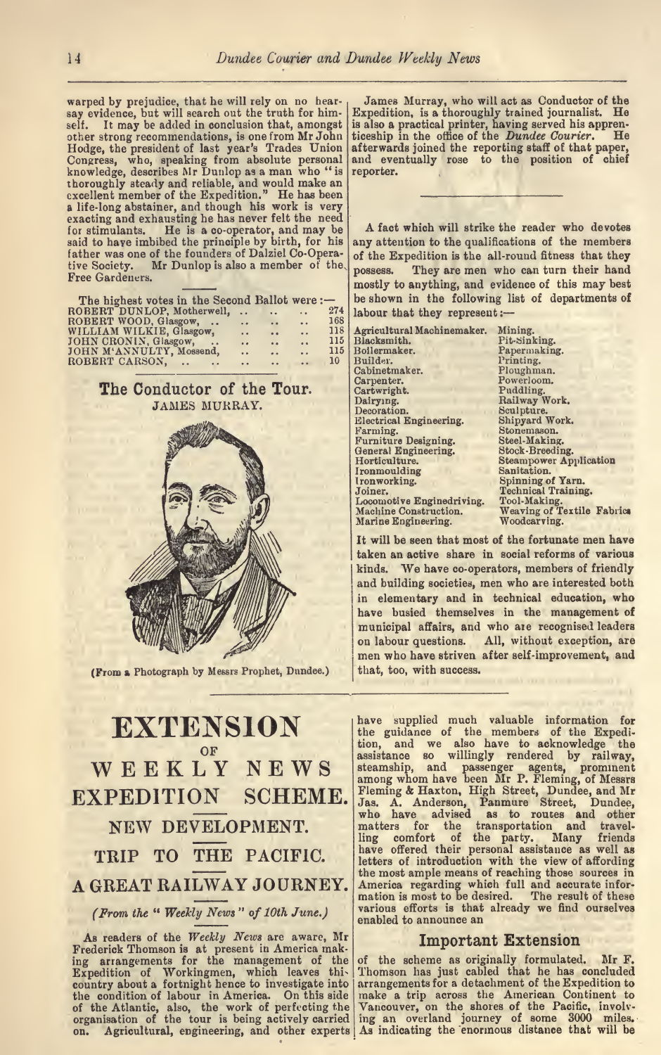warped by prejudice, that he will rely on no hearsay evidence, but will search out the truth for himself. It may be added in conclusion that, amongst other strong recommendations, is one from Mr John Hodge, the president of last year's Trades Union Congress, who, speaking from absolute personal knowledge, describes Mr Dunlop as a man who "is thoroughly steady and reliable, and would make an excellent member of the Expedition." He has been a life-long abstainer, and though his work is very exacting and exhausting he has never felt the need for stimulants. He is a co-operator, and may be said to have imbibed the principle by birth, for his father was one of the founders of Dalziel Co-Operative Society. Mr Dunlop is also a member of the Free Gardeners.

The highest votes in the Second Ballot were :—

| | |
|---|---|
| ROBERT DUNLOP, Motherwell, | 274 |
| ROBERT WOOD, Glasgow, | 168 |
| WILLIAM WILKIE, Glasgow, | 118 |
| JOHN CRONIN, Glasgow, | 115 |
| JOHN M'ANNULTY, Mossend, | 115 |
| ROBERT CARSON, | 10 |

## The Conductor of the Tour.

JAMES MURRAY.

(From a Photograph by Messrs Prophet, Dundee.)

James Murray, who will act as Conductor of the Expedition, is a thoroughly trained journalist. He is also a practical printer, having served his apprenticeship in the office of the *Dundee Courier*. He afterwards joined the reporting staff of that paper, and eventually rose to the position of chief reporter.

A fact which will strike the reader who devotes any attention to the qualifications of the members of the Expedition is the all-round fitness that they possess. They are men who can turn their hand mostly to anything, and evidence of this may best be shown in the following list of departments of labour that they represent:—

| | |
|---|---|
| Agricultural Machinemaker. | Mining. |
| Blacksmith. | Pit-Sinking. |
| Boilermaker. | Papermaking. |
| Builder. | Printing. |
| Cabinetmaker. | Ploughman. |
| Carpenter. | Powerloom. |
| Cartwright. | Puddling. |
| Dairying. | Railway Work. |
| Decoration. | Sculpture. |
| Electrical Engineering. | Shipyard Work. |
| Farming. | Stonemason. |
| Furniture Designing. | Steel-Making. |
| General Engineering. | Stock-Breeding. |
| Horticulture. | Steampower Application |
| Ironmoulding | Sanitation. |
| Ironworking. | Spinning of Yarn. |
| Joiner. | Technical Training. |
| Locomotive Enginedriving. | Tool-Making. |
| Machine Construction. | Weaving of Textile Fabrics |
| Marine Engineering. | Woodcarving. |

It will be seen that most of the fortunate men have taken an active share in social reforms of various kinds. We have co-operators, members of friendly and building societies, men who are interested both in elementary and in technical education, who have busied themselves in the management of municipal affairs, and who are recognised leaders on labour questions. All, without exception, are men who have striven after self-improvement, and that, too, with success.

# EXTENSION OF WEEKLY NEWS EXPEDITION SCHEME.

## NEW DEVELOPMENT.

## TRIP TO THE PACIFIC.

## A GREAT RAILWAY JOURNEY.

*(From the "Weekly News" of 10th June.)*

As readers of the *Weekly News* are aware, Mr Frederick Thomson is at present in America making arrangements for the management of the Expedition of Workingmen, which leaves this country about a fortnight hence to investigate into the condition of labour in America. On this side of the Atlantic, also, the work of perfecting the organisation of the tour is being actively carried on. Agricultural, engineering, and other experts have supplied much valuable information for the guidance of the members of the Expedition, and we also have to acknowledge the assistance so willingly rendered by railway, steamship, and passenger agents, prominent among whom have been Mr P. Fleming, of Messrs Fleming & Haxton, High Street, Dundee, and Mr Jas. A. Anderson, Panmure Street, Dundee, who have advised as to routes and other matters for the transportation and travelling comfort of the party. Many friends have offered their personal assistance as well as letters of introduction with the view of affording the most ample means of reaching those sources in America regarding which full and accurate information is most to be desired. The result of these various efforts is that already we find ourselves enabled to announce an

### Important Extension

of the scheme as originally formulated. Mr F. Thomson has just cabled that he has concluded arrangements for a detachment of the Expedition to make a trip across the American Continent to Vancouver, on the shores of the Pacific, involving an overland journey of some 3000 miles. As indicating the enormous distance that will be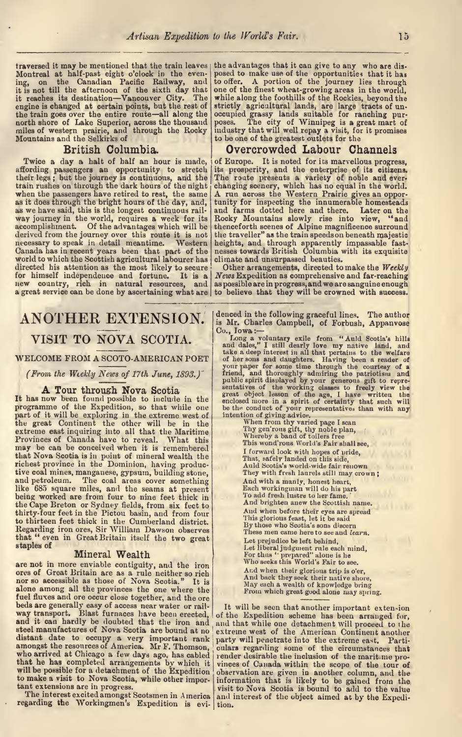traversed it may be mentioned that the train leaves Montreal at half-past eight o'clock in the evening, on the Canadian Pacific Railway, and it is not till the afternoon of the sixth day that it reaches its destination—Vancouver City. The engine is changed at certain points, but the rest of the train goes over the entire route—all along the north shore of Lake Superior, across the thousand miles of western prairie, and through the Rocky Mountains and the Selkirks of

### British Columbia.

Twice a day a halt of half an hour is made, affording passengers an opportunity to stretch their legs; but the journey is continuous, and the train rushes on through the dark hours of the night when the passengers have retired to rest, the same as it does through the bright hours of the day, and, as we have said, this is the longest continuous railway journey in the world, requires a week for its accomplishment. Of the advantages which will be derived from the journey over this route it is not necessary to speak in detail meantime. Western Canada has in recent years been that part of the world to which the Scottish agricultural labourer has directed his attention as the most likely to secure for himself independence and fortune. It is a new country, rich in natural resources, and a great service can be done by ascertaining what are the advantages that it can give to any who are disposed to make use of the opportunities that it has to offer. A portion of the journey lies through one of the finest wheat-growing areas in the world, while along the foothills of the Rockies, beyond the strictly agricultural lands, are large tracts of unoccupied grassy lands suitable for ranching purposes. The city of Winnipeg is a great mart of industry that will well repay a visit, for it promises to be one of the greatest outlets for the

### Overcrowded Labour Channels

of Europe. It is noted for its marvellous progress, its prosperity, and the enterprise of its citizens. The route presents a variety of noble and ever-changing scenery, which has no equal in the world. A run across the Western Prairie gives an opportunity for inspecting the innumerable homesteads and farms dotted here and there. Later on the Rocky Mountains slowly rise into view, "and thenceforth scenes of Alpine magnificence surround the traveller" as the train speeds on beneath majestic heights, and through apparently impassable fastnesses towards British Columbia with its exquisite climate and unsurpassed beauties.

Other arrangements, directed to make the *Weekly News* Expedition as comprehensive and far-reaching as possible are in progress, and we are sanguine enough to believe that they will be crowned with success.

# ANOTHER EXTENSION.

## VISIT TO NOVA SCOTIA.

### WELCOME FROM A SCOTO-AMERICAN POET

*(From the Weekly News of 17th June, 1893.)*

### A Tour through Nova Scotia

It has now been found possible to include in the programme of the Expedition, so that while one part of it will be exploring in the extreme west of the great Continent the other will be in the extreme east inquiring into all that the Maritime Provinces of Canada have to reveal. What this may be can be conceived when it is remembered that Nova Scotia is in point of mineral wealth the richest province in the Dominion, having productive coal mines, manganese, gypsum, building stone, and petroleum. The coal areas cover something like 685 square miles, and the seams at present being worked are from four to nine feet thick in the Cape Breton or Sydney fields, from six feet to thirty-four feet in the Pictou basin, and from four to thirteen feet thick in the Cumberland district. Regarding iron ores, Sir William Dawson observes that "even in Great Britain itself the two great staples of

### Mineral Wealth

are not in more enviable contiguity, and the iron ores of Great Britain are as a rule neither so rich nor so accessible as those of Nova Scotia." It is alone among all the provinces the one where the fuel fluxes and ore occur close together, and the ore beds are generally easy of access near water or railway transport. Blast furnaces have been erected, and it can hardly be doubted that the iron and steel manufactures of Nova Scotia are bound at no distant date to occupy a very important rank amongst the resources of America. Mr F. Thomson, who arrived at Chicago a few days ago, has cabled that he has completed arrangements by which it will be possible for a detachment of the Expedition to make a visit to Nova Scotia, while other important extensions are in progress.

The interest excited amongst Scotsmen in America regarding the Workingmen's Expedition is evidenced in the following graceful lines. The author is Mr. Charles Campbell, of Forbush, Appanvose Co., Iowa:—

Long a voluntary exile from "Auld Scotia's hills and dales," I still dearly love my native land, and take a deep interest in all that pertains to the welfare of her sons and daughters. Having been a reader of your paper for some time through the courtesy of a friend, and thoroughly admiring the patriotism and public spirit displayed by your generous gift to representatives of the working classes to freely view the great object lesson of the age, I have written the enclosed more in a spirit of certainty that such will be the conduct of your representatives than with any intention of giving advice.

> When from thy varied page I scan
> Thy gen'rous gift, thy noble plan,
> Whereby a band of toilers free
> This wond'rous World's Fair shall see,
> I forward look with hopes of pride,
> That, safely landed on this side,
> Auld Scotia's world-wide fair renown
> They with fresh laurels still may crown;
> And with a manly, honest heart,
> Each workingman will do his part
> To add fresh lustre to her fame,
> And brighten anew the Scottish name.
> And when before their eyes are spread
> This glorious feast, let it be said
> By those who Scotia's sons discern
> These men came here to see and *learn*.
> Let prejudice be left behind,
> Let liberal judgment rule each mind,
> For thus "prepared" alone is he
> Who seeks this World's Fair to see.
> And when their glorious trip is o'er,
> And back they seek their native shore,
> May each a wealth of knowledge bring
> From which great good alone may spring.

It will be seen that another important extension of the Expedition scheme has been arranged for, and that while one detachment will proceed to the extreme west of the American Continent another party will penetrate into the extreme east. Particulars regarding some of the circumstances that render desirable the inclusion of the maritime provinces of Canada within the scope of the tour of observation are given in another column, and the information that is likely to be gained from the visit to Nova Scotia is bound to add to the value and interest of the object aimed at by the Expedition.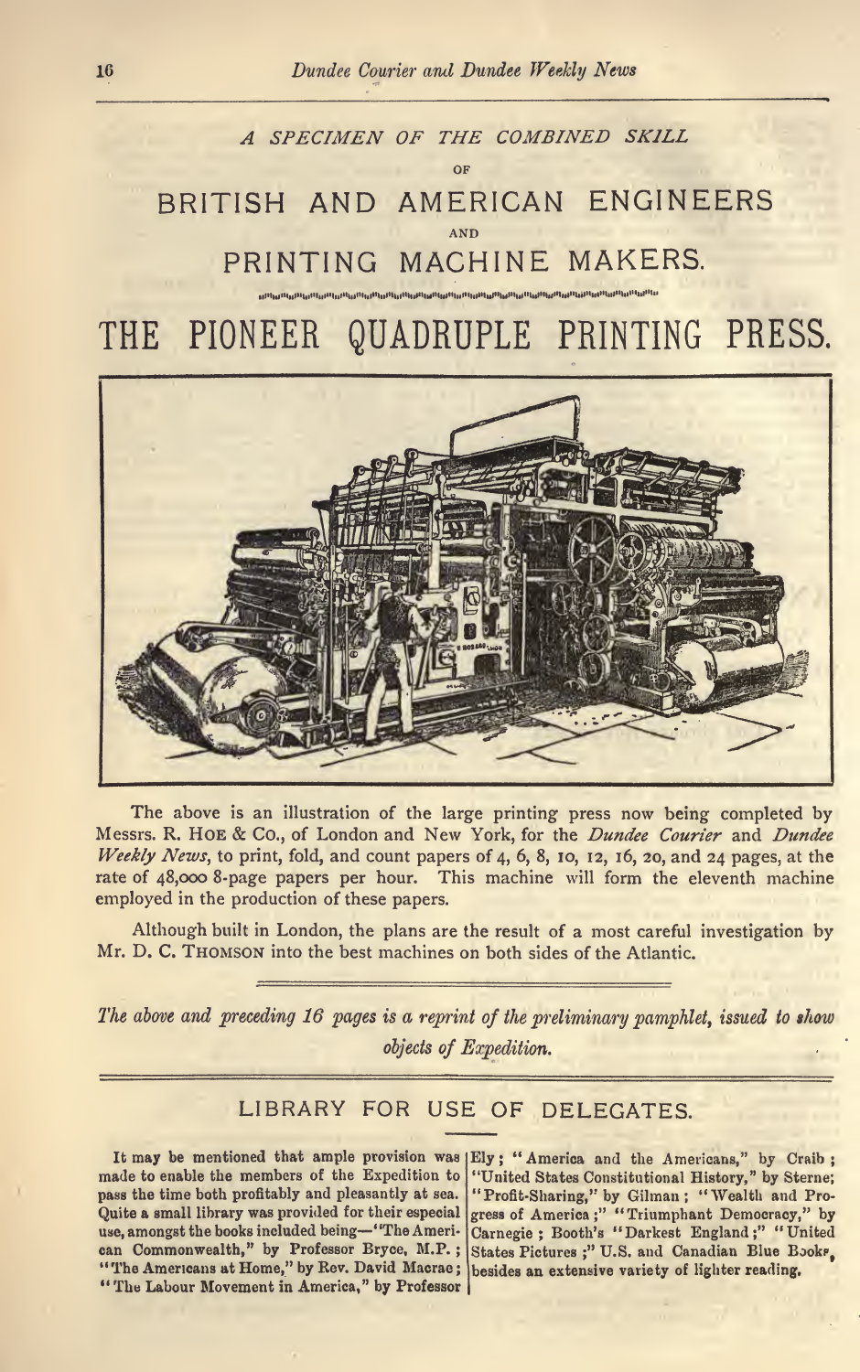*A SPECIMEN OF THE COMBINED SKILL*

OF

## BRITISH AND AMERICAN ENGINEERS

AND

## PRINTING MACHINE MAKERS.

# THE PIONEER QUADRUPLE PRINTING PRESS.

The above is an illustration of the large printing press now being completed by Messrs. R. HOE & Co., of London and New York, for the *Dundee Courier* and *Dundee Weekly News*, to print, fold, and count papers of 4, 6, 8, 10, 12, 16, 20, and 24 pages, at the rate of 48,000 8-page papers per hour. This machine will form the eleventh machine employed in the production of these papers.

Although built in London, the plans are the result of a most careful investigation by Mr. D. C. THOMSON into the best machines on both sides of the Atlantic.

---

*The above and preceding 16 pages is a reprint of the preliminary pamphlet, issued to show objects of Expedition.*

---

## LIBRARY FOR USE OF DELEGATES.

It may be mentioned that ample provision was made to enable the members of the Expedition to pass the time both profitably and pleasantly at sea. Quite a small library was provided for their especial use, amongst the books included being—"The American Commonwealth," by Professor Bryce, M.P.; "The Americans at Home," by Rev. David Macrae; "The Labour Movement in America," by Professor Ely; "America and the Americans," by Craib; "United States Constitutional History," by Sterne; "Profit-Sharing," by Gilman; "Wealth and Progress of America;" "Triumphant Democracy," by Carnegie; Booth's "Darkest England;" "United States Pictures;" U.S. and Canadian Blue Books, besides an extensive variety of lighter reading.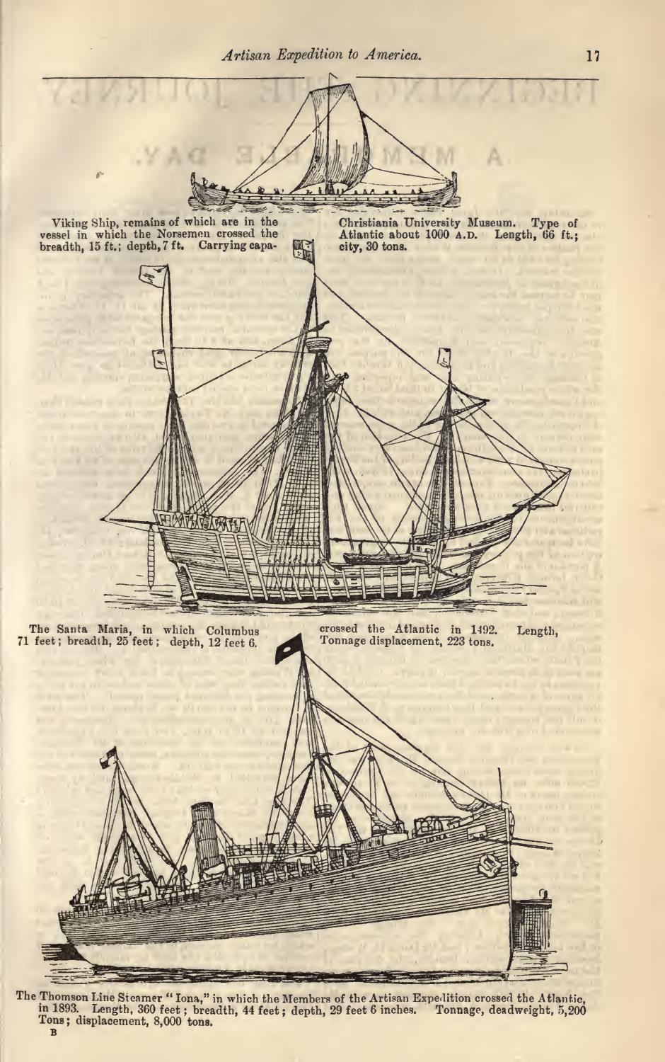Viking Ship, remains of which are in the Christiania University Museum. Type of vessel in which the Norsemen crossed the Atlantic about 1000 A.D. Length, 66 ft.; breadth, 15 ft.; depth, 7 ft. Carrying capacity, 30 tons.

The Santa Maria, in which Columbus crossed the Atlantic in 1492. Length, 71 feet; breadth, 25 feet; depth, 12 feet 6. Tonnage displacement, 223 tons.

The Thomson Line Steamer "Iona," in which the Members of the Artisan Expedition crossed the Atlantic, in 1893. Length, 360 feet; breadth, 44 feet; depth, 29 feet 6 inches. Tonnage, deadweight, 5,200 Tons; displacement, 8,000 tons.

B